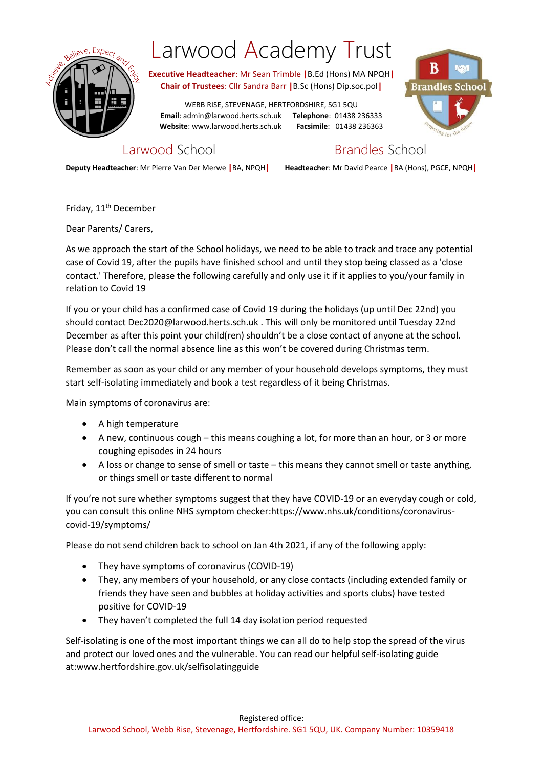# Larwood Academy Trust

**Executive Headteacher**: Mr Sean Trimble |B.Ed (Hons) MA NPQH|
**Chair of Trustees**: Cllr Sandra Barr |B.Sc (Hons) Dip.soc.pol|

WEBB RISE, STEVENAGE, HERTFORDSHIRE, SG1 5QU
**Email**: admin@larwood.herts.sch.uk **Telephone**: 01438 236333
**Website**: www.larwood.herts.sch.uk **Facsimile**: 01438 236363

## Larwood School

**Deputy Headteacher**: Mr Pierre Van Der Merwe |BA, NPQH|

## Brandles School

**Headteacher**: Mr David Pearce |BA (Hons), PGCE, NPQH|

Friday, 11th December

Dear Parents/ Carers,

As we approach the start of the School holidays, we need to be able to track and trace any potential case of Covid 19, after the pupils have finished school and until they stop being classed as a 'close contact.' Therefore, please the following carefully and only use it if it applies to you/your family in relation to Covid 19

If you or your child has a confirmed case of Covid 19 during the holidays (up until Dec 22nd) you should contact Dec2020@larwood.herts.sch.uk . This will only be monitored until Tuesday 22nd December as after this point your child(ren) shouldn't be a close contact of anyone at the school. Please don't call the normal absence line as this won't be covered during Christmas term.

Remember as soon as your child or any member of your household develops symptoms, they must start self-isolating immediately and book a test regardless of it being Christmas.

Main symptoms of coronavirus are:

- A high temperature
- A new, continuous cough – this means coughing a lot, for more than an hour, or 3 or more coughing episodes in 24 hours
- A loss or change to sense of smell or taste – this means they cannot smell or taste anything, or things smell or taste different to normal

If you're not sure whether symptoms suggest that they have COVID-19 or an everyday cough or cold, you can consult this online NHS symptom checker:https://www.nhs.uk/conditions/coronavirus-covid-19/symptoms/

Please do not send children back to school on Jan 4th 2021, if any of the following apply:

- They have symptoms of coronavirus (COVID-19)
- They, any members of your household, or any close contacts (including extended family or friends they have seen and bubbles at holiday activities and sports clubs) have tested positive for COVID-19
- They haven't completed the full 14 day isolation period requested

Self-isolating is one of the most important things we can all do to help stop the spread of the virus and protect our loved ones and the vulnerable. You can read our helpful self-isolating guide at:www.hertfordshire.gov.uk/selfisolatingguide

Registered office:
Larwood School, Webb Rise, Stevenage, Hertfordshire. SG1 5QU, UK. Company Number: 10359418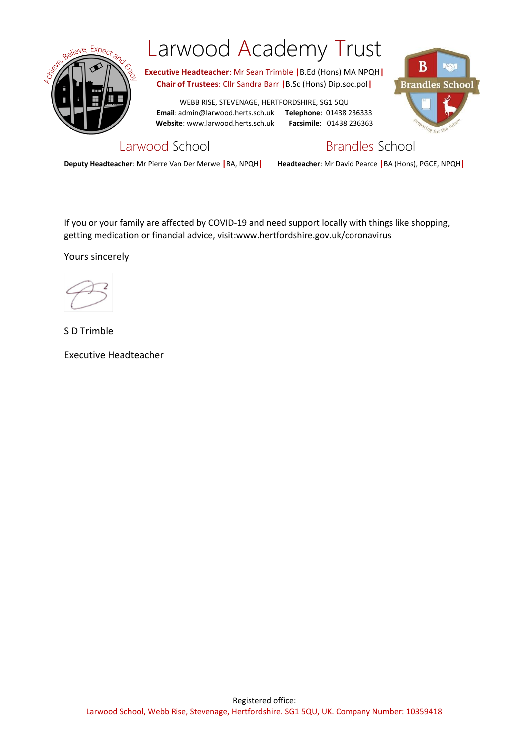# Larwood Academy Trust

**Executive Headteacher**: Mr Sean Trimble |B.Ed (Hons) MA NPQH|
**Chair of Trustees**: Cllr Sandra Barr |B.Sc (Hons) Dip.soc.pol|

WEBB RISE, STEVENAGE, HERTFORDSHIRE, SG1 5QU
**Email**: admin@larwood.herts.sch.uk **Telephone**: 01438 236333
**Website**: www.larwood.herts.sch.uk **Facsimile**: 01438 236363

## Larwood School

**Deputy Headteacher**: Mr Pierre Van Der Merwe |BA, NPQH|

## Brandles School

**Headteacher**: Mr David Pearce |BA (Hons), PGCE, NPQH|

If you or your family are affected by COVID-19 and need support locally with things like shopping, getting medication or financial advice, visit:www.hertfordshire.gov.uk/coronavirus

Yours sincerely

S D Trimble

Executive Headteacher

Registered office:
Larwood School, Webb Rise, Stevenage, Hertfordshire. SG1 5QU, UK. Company Number: 10359418